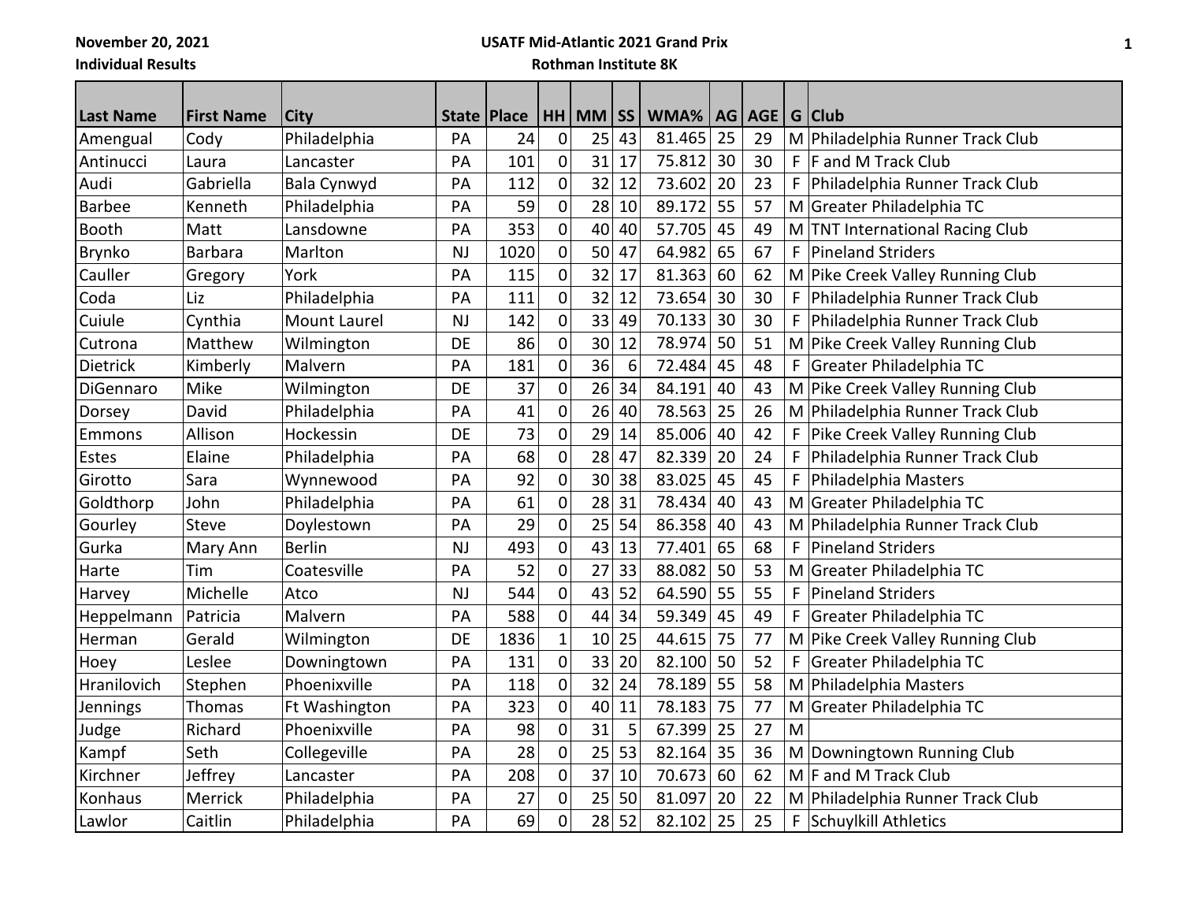November 20, 2021

Individual Results

**USATF Mid-Atlantic 2021 Grand Prix**

**Rothman Institute 8K**

| Last Name | First Name | City | State | Place | HH | MM | SS | WMA% | AG | AGE | G | Club |
|---|---|---|---|---|---|---|---|---|---|---|---|---|
| Amengual | Cody | Philadelphia | PA | 24 | 0 | 25 | 43 | 81.465 | 25 | 29 | M | Philadelphia Runner Track Club |
| Antinucci | Laura | Lancaster | PA | 101 | 0 | 31 | 17 | 75.812 | 30 | 30 | F | F and M Track Club |
| Audi | Gabriella | Bala Cynwyd | PA | 112 | 0 | 32 | 12 | 73.602 | 20 | 23 | F | Philadelphia Runner Track Club |
| Barbee | Kenneth | Philadelphia | PA | 59 | 0 | 28 | 10 | 89.172 | 55 | 57 | M | Greater Philadelphia TC |
| Booth | Matt | Lansdowne | PA | 353 | 0 | 40 | 40 | 57.705 | 45 | 49 | M | TNT International Racing Club |
| Brynko | Barbara | Marlton | NJ | 1020 | 0 | 50 | 47 | 64.982 | 65 | 67 | F | Pineland Striders |
| Cauller | Gregory | York | PA | 115 | 0 | 32 | 17 | 81.363 | 60 | 62 | M | Pike Creek Valley Running Club |
| Coda | Liz | Philadelphia | PA | 111 | 0 | 32 | 12 | 73.654 | 30 | 30 | F | Philadelphia Runner Track Club |
| Cuiule | Cynthia | Mount Laurel | NJ | 142 | 0 | 33 | 49 | 70.133 | 30 | 30 | F | Philadelphia Runner Track Club |
| Cutrona | Matthew | Wilmington | DE | 86 | 0 | 30 | 12 | 78.974 | 50 | 51 | M | Pike Creek Valley Running Club |
| Dietrick | Kimberly | Malvern | PA | 181 | 0 | 36 | 6 | 72.484 | 45 | 48 | F | Greater Philadelphia TC |
| DiGennaro | Mike | Wilmington | DE | 37 | 0 | 26 | 34 | 84.191 | 40 | 43 | M | Pike Creek Valley Running Club |
| Dorsey | David | Philadelphia | PA | 41 | 0 | 26 | 40 | 78.563 | 25 | 26 | M | Philadelphia Runner Track Club |
| Emmons | Allison | Hockessin | DE | 73 | 0 | 29 | 14 | 85.006 | 40 | 42 | F | Pike Creek Valley Running Club |
| Estes | Elaine | Philadelphia | PA | 68 | 0 | 28 | 47 | 82.339 | 20 | 24 | F | Philadelphia Runner Track Club |
| Girotto | Sara | Wynnewood | PA | 92 | 0 | 30 | 38 | 83.025 | 45 | 45 | F | Philadelphia Masters |
| Goldthorp | John | Philadelphia | PA | 61 | 0 | 28 | 31 | 78.434 | 40 | 43 | M | Greater Philadelphia TC |
| Gourley | Steve | Doylestown | PA | 29 | 0 | 25 | 54 | 86.358 | 40 | 43 | M | Philadelphia Runner Track Club |
| Gurka | Mary Ann | Berlin | NJ | 493 | 0 | 43 | 13 | 77.401 | 65 | 68 | F | Pineland Striders |
| Harte | Tim | Coatesville | PA | 52 | 0 | 27 | 33 | 88.082 | 50 | 53 | M | Greater Philadelphia TC |
| Harvey | Michelle | Atco | NJ | 544 | 0 | 43 | 52 | 64.590 | 55 | 55 | F | Pineland Striders |
| Heppelmann | Patricia | Malvern | PA | 588 | 0 | 44 | 34 | 59.349 | 45 | 49 | F | Greater Philadelphia TC |
| Herman | Gerald | Wilmington | DE | 1836 | 1 | 10 | 25 | 44.615 | 75 | 77 | M | Pike Creek Valley Running Club |
| Hoey | Leslee | Downingtown | PA | 131 | 0 | 33 | 20 | 82.100 | 50 | 52 | F | Greater Philadelphia TC |
| Hranilovich | Stephen | Phoenixville | PA | 118 | 0 | 32 | 24 | 78.189 | 55 | 58 | M | Philadelphia Masters |
| Jennings | Thomas | Ft Washington | PA | 323 | 0 | 40 | 11 | 78.183 | 75 | 77 | M | Greater Philadelphia TC |
| Judge | Richard | Phoenixville | PA | 98 | 0 | 31 | 5 | 67.399 | 25 | 27 | M | |
| Kampf | Seth | Collegeville | PA | 28 | 0 | 25 | 53 | 82.164 | 35 | 36 | M | Downingtown Running Club |
| Kirchner | Jeffrey | Lancaster | PA | 208 | 0 | 37 | 10 | 70.673 | 60 | 62 | M | F and M Track Club |
| Konhaus | Merrick | Philadelphia | PA | 27 | 0 | 25 | 50 | 81.097 | 20 | 22 | M | Philadelphia Runner Track Club |
| Lawlor | Caitlin | Philadelphia | PA | 69 | 0 | 28 | 52 | 82.102 | 25 | 25 | F | Schuylkill Athletics |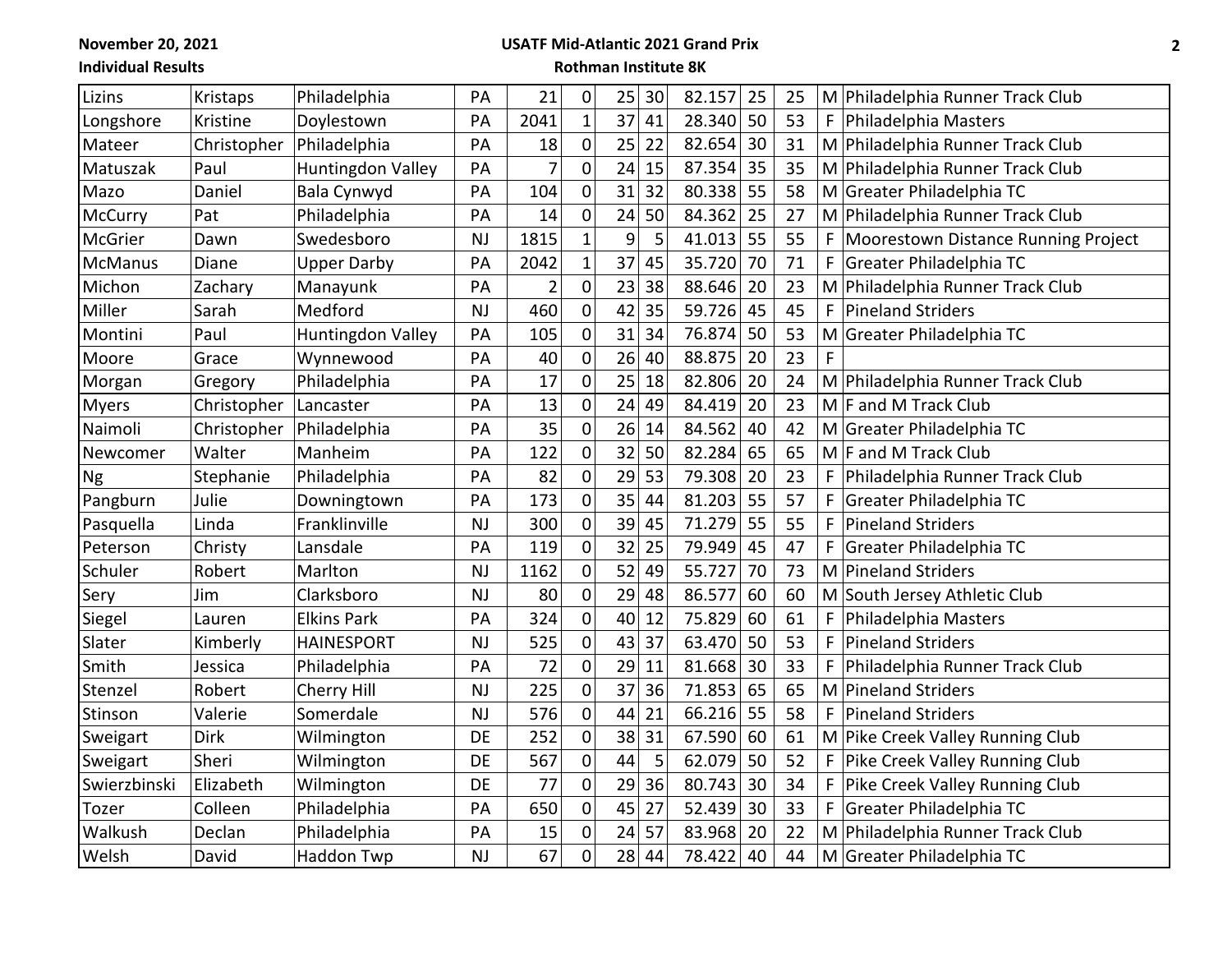| Lizins | Kristaps | Philadelphia | PA | 21 | 0 | 25 | 30 | 82.157 | 25 | 25 | M | Philadelphia Runner Track Club |
|---|---|---|---|---|---|---|---|---|---|---|---|---|
| Longshore | Kristine | Doylestown | PA | 2041 | 1 | 37 | 41 | 28.340 | 50 | 53 | F | Philadelphia Masters |
| Mateer | Christopher | Philadelphia | PA | 18 | 0 | 25 | 22 | 82.654 | 30 | 31 | M | Philadelphia Runner Track Club |
| Matuszak | Paul | Huntingdon Valley | PA | 7 | 0 | 24 | 15 | 87.354 | 35 | 35 | M | Philadelphia Runner Track Club |
| Mazo | Daniel | Bala Cynwyd | PA | 104 | 0 | 31 | 32 | 80.338 | 55 | 58 | M | Greater Philadelphia TC |
| McCurry | Pat | Philadelphia | PA | 14 | 0 | 24 | 50 | 84.362 | 25 | 27 | M | Philadelphia Runner Track Club |
| McGrier | Dawn | Swedesboro | NJ | 1815 | 1 | 9 | 5 | 41.013 | 55 | 55 | F | Moorestown Distance Running Project |
| McManus | Diane | Upper Darby | PA | 2042 | 1 | 37 | 45 | 35.720 | 70 | 71 | F | Greater Philadelphia TC |
| Michon | Zachary | Manayunk | PA | 2 | 0 | 23 | 38 | 88.646 | 20 | 23 | M | Philadelphia Runner Track Club |
| Miller | Sarah | Medford | NJ | 460 | 0 | 42 | 35 | 59.726 | 45 | 45 | F | Pineland Striders |
| Montini | Paul | Huntingdon Valley | PA | 105 | 0 | 31 | 34 | 76.874 | 50 | 53 | M | Greater Philadelphia TC |
| Moore | Grace | Wynnewood | PA | 40 | 0 | 26 | 40 | 88.875 | 20 | 23 | F | |
| Morgan | Gregory | Philadelphia | PA | 17 | 0 | 25 | 18 | 82.806 | 20 | 24 | M | Philadelphia Runner Track Club |
| Myers | Christopher | Lancaster | PA | 13 | 0 | 24 | 49 | 84.419 | 20 | 23 | M | F and M Track Club |
| Naimoli | Christopher | Philadelphia | PA | 35 | 0 | 26 | 14 | 84.562 | 40 | 42 | M | Greater Philadelphia TC |
| Newcomer | Walter | Manheim | PA | 122 | 0 | 32 | 50 | 82.284 | 65 | 65 | M | F and M Track Club |
| Ng | Stephanie | Philadelphia | PA | 82 | 0 | 29 | 53 | 79.308 | 20 | 23 | F | Philadelphia Runner Track Club |
| Pangburn | Julie | Downingtown | PA | 173 | 0 | 35 | 44 | 81.203 | 55 | 57 | F | Greater Philadelphia TC |
| Pasquella | Linda | Franklinville | NJ | 300 | 0 | 39 | 45 | 71.279 | 55 | 55 | F | Pineland Striders |
| Peterson | Christy | Lansdale | PA | 119 | 0 | 32 | 25 | 79.949 | 45 | 47 | F | Greater Philadelphia TC |
| Schuler | Robert | Marlton | NJ | 1162 | 0 | 52 | 49 | 55.727 | 70 | 73 | M | Pineland Striders |
| Sery | Jim | Clarksboro | NJ | 80 | 0 | 29 | 48 | 86.577 | 60 | 60 | M | South Jersey Athletic Club |
| Siegel | Lauren | Elkins Park | PA | 324 | 0 | 40 | 12 | 75.829 | 60 | 61 | F | Philadelphia Masters |
| Slater | Kimberly | HAINESPORT | NJ | 525 | 0 | 43 | 37 | 63.470 | 50 | 53 | F | Pineland Striders |
| Smith | Jessica | Philadelphia | PA | 72 | 0 | 29 | 11 | 81.668 | 30 | 33 | F | Philadelphia Runner Track Club |
| Stenzel | Robert | Cherry Hill | NJ | 225 | 0 | 37 | 36 | 71.853 | 65 | 65 | M | Pineland Striders |
| Stinson | Valerie | Somerdale | NJ | 576 | 0 | 44 | 21 | 66.216 | 55 | 58 | F | Pineland Striders |
| Sweigart | Dirk | Wilmington | DE | 252 | 0 | 38 | 31 | 67.590 | 60 | 61 | M | Pike Creek Valley Running Club |
| Sweigart | Sheri | Wilmington | DE | 567 | 0 | 44 | 5 | 62.079 | 50 | 52 | F | Pike Creek Valley Running Club |
| Swierzbinski | Elizabeth | Wilmington | DE | 77 | 0 | 29 | 36 | 80.743 | 30 | 34 | F | Pike Creek Valley Running Club |
| Tozer | Colleen | Philadelphia | PA | 650 | 0 | 45 | 27 | 52.439 | 30 | 33 | F | Greater Philadelphia TC |
| Walkush | Declan | Philadelphia | PA | 15 | 0 | 24 | 57 | 83.968 | 20 | 22 | M | Philadelphia Runner Track Club |
| Welsh | David | Haddon Twp | NJ | 67 | 0 | 28 | 44 | 78.422 | 40 | 44 | M | Greater Philadelphia TC |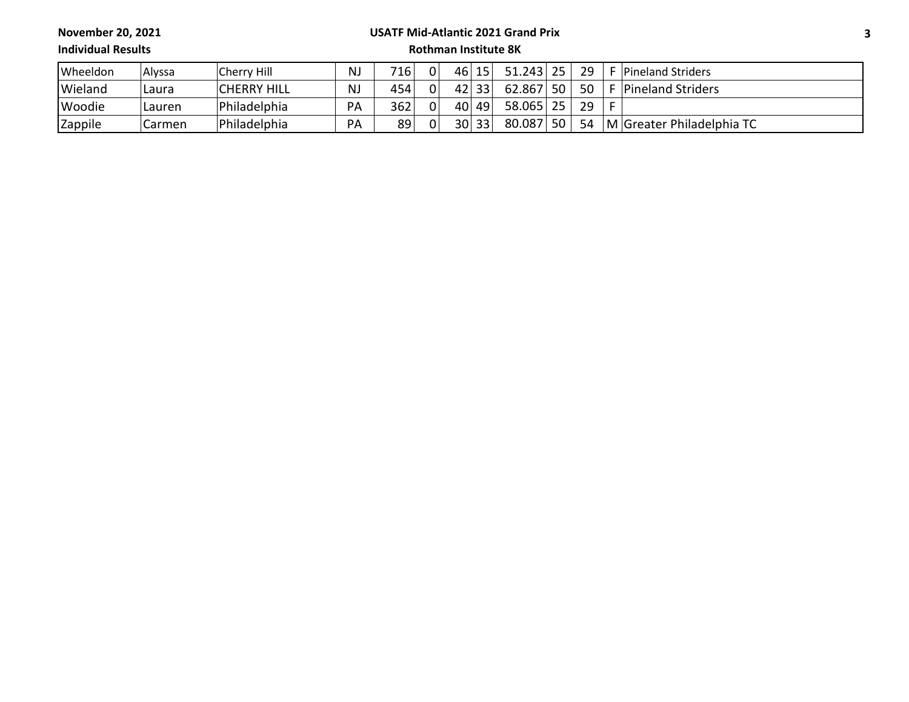| | | | | | | | | | | | | |
|---|---|---|---|---|---|---|---|---|---|---|---|---|
| Wheeldon | Alyssa | Cherry Hill | NJ | 716 | 0 | 46 | 15 | 51.243 | 25 | 29 | F | Pineland Striders |
| Wieland | Laura | CHERRY HILL | NJ | 454 | 0 | 42 | 33 | 62.867 | 50 | 50 | F | Pineland Striders |
| Woodie | Lauren | Philadelphia | PA | 362 | 0 | 40 | 49 | 58.065 | 25 | 29 | F | |
| Zappile | Carmen | Philadelphia | PA | 89 | 0 | 30 | 33 | 80.087 | 50 | 54 | M | Greater Philadelphia TC |